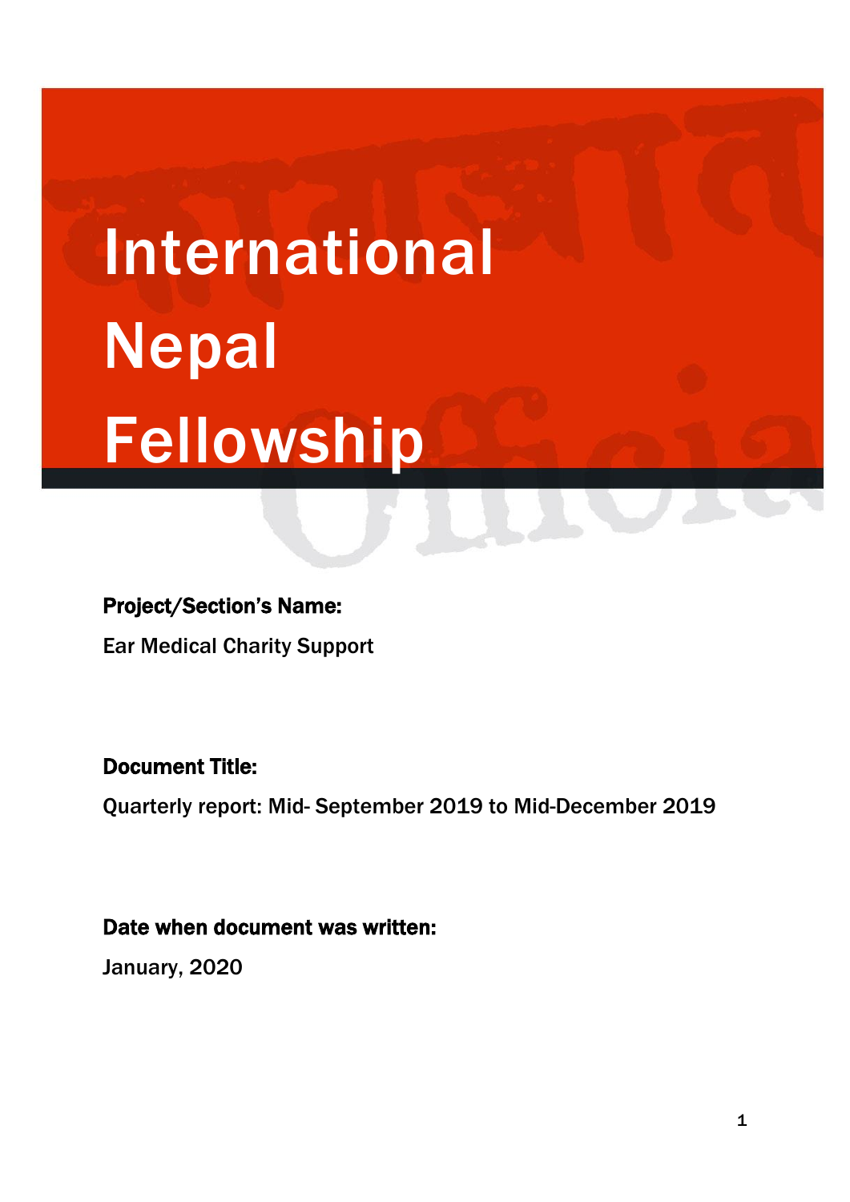# International Nepal Fellowship

**Project/Section's Name:**

Ear Medical Charity Support

**Document Title:**

Quarterly report: Mid- September 2019 to Mid-December 2019

**Date when document was written:**

January, 2020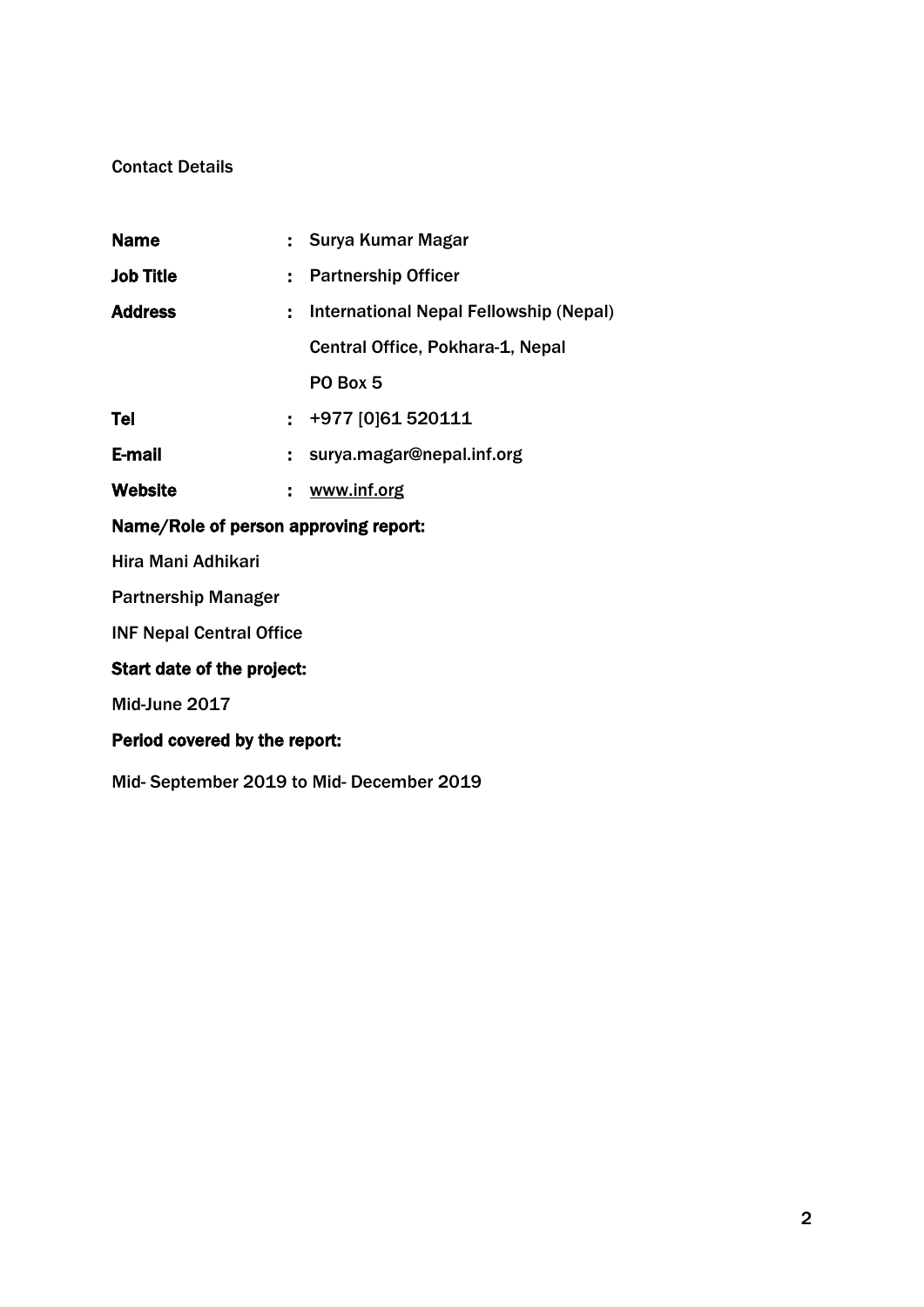Contact Details

| | | |
|---|---|---|
| **Name** | : | Surya Kumar Magar |
| **Job Title** | : | Partnership Officer |
| **Address** | : | International Nepal Fellowship (Nepal) |
| | | Central Office, Pokhara-1, Nepal |
| | | PO Box 5 |
| **Tel** | : | +977 [0]61 520111 |
| **E-mail** | : | surya.magar@nepal.inf.org |
| **Website** | : | www.inf.org |

**Name/Role of person approving report:**

Hira Mani Adhikari

Partnership Manager

INF Nepal Central Office

**Start date of the project:**

Mid-June 2017

**Period covered by the report:**

Mid- September 2019 to Mid- December 2019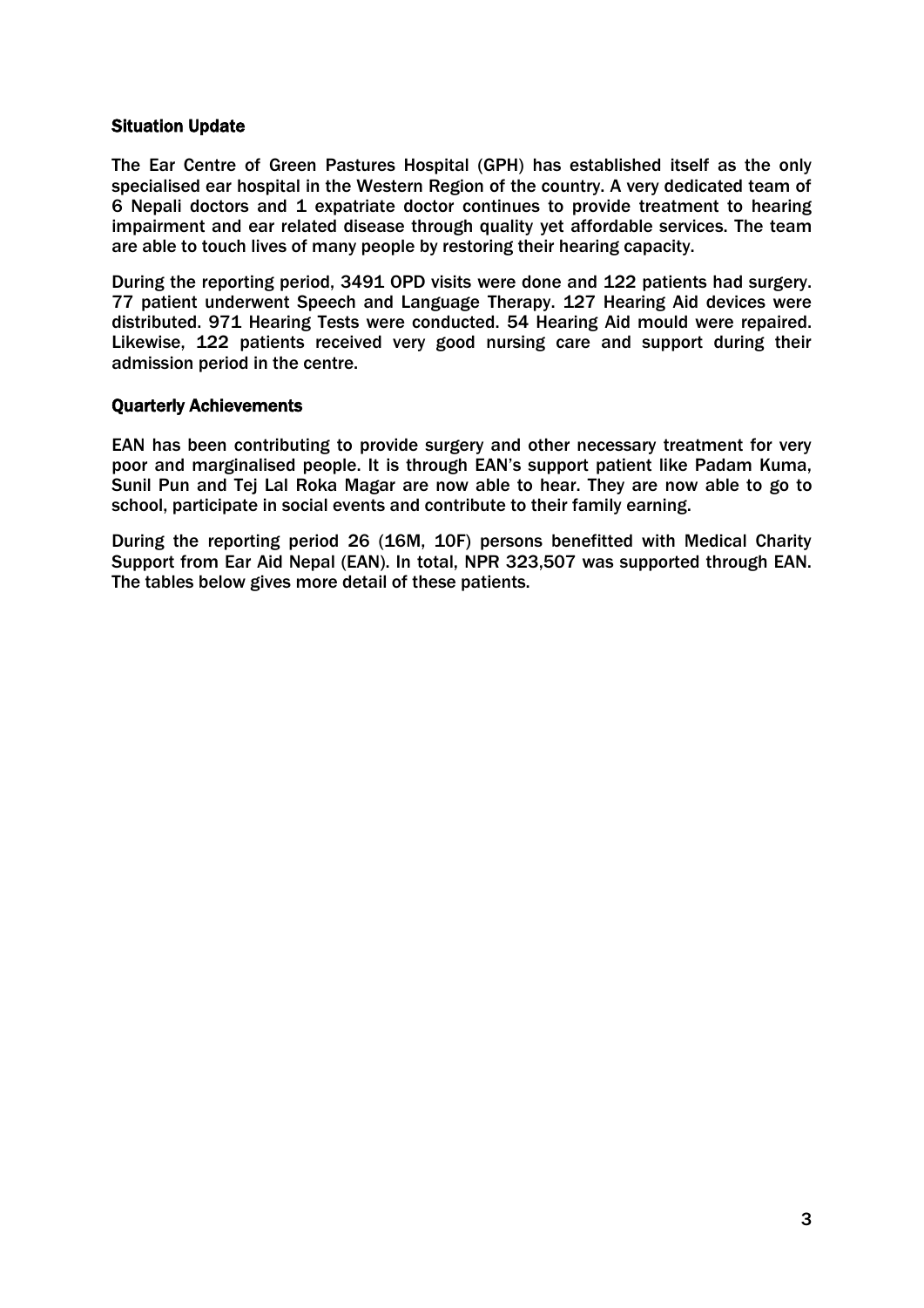### Situation Update

The Ear Centre of Green Pastures Hospital (GPH) has established itself as the only specialised ear hospital in the Western Region of the country. A very dedicated team of 6 Nepali doctors and 1 expatriate doctor continues to provide treatment to hearing impairment and ear related disease through quality yet affordable services. The team are able to touch lives of many people by restoring their hearing capacity.

During the reporting period, 3491 OPD visits were done and 122 patients had surgery. 77 patient underwent Speech and Language Therapy. 127 Hearing Aid devices were distributed. 971 Hearing Tests were conducted. 54 Hearing Aid mould were repaired. Likewise, 122 patients received very good nursing care and support during their admission period in the centre.

### Quarterly Achievements

EAN has been contributing to provide surgery and other necessary treatment for very poor and marginalised people. It is through EAN's support patient like Padam Kuma, Sunil Pun and Tej Lal Roka Magar are now able to hear. They are now able to go to school, participate in social events and contribute to their family earning.

During the reporting period 26 (16M, 10F) persons benefitted with Medical Charity Support from Ear Aid Nepal (EAN). In total, NPR 323,507 was supported through EAN. The tables below gives more detail of these patients.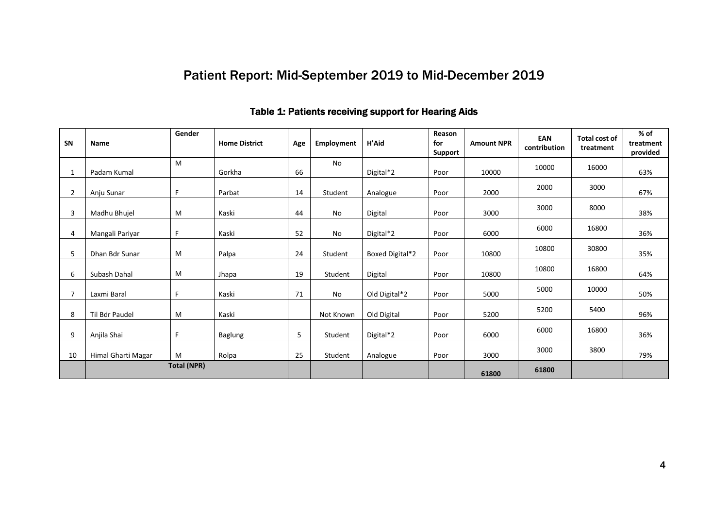# Patient Report: Mid-September 2019 to Mid-December 2019

## Table 1: Patients receiving support for Hearing Aids

| SN | Name | Gender | Home District | Age | Employment | H'Aid | Reason for Support | Amount NPR | EAN contribution | Total cost of treatment | % of treatment provided |
|---|---|---|---|---|---|---|---|---|---|---|---|
| 1 | Padam Kumal | M | Gorkha | 66 | No | Digital*2 | Poor | 10000 | 10000 | 16000 | 63% |
| 2 | Anju Sunar | F | Parbat | 14 | Student | Analogue | Poor | 2000 | 2000 | 3000 | 67% |
| 3 | Madhu Bhujel | M | Kaski | 44 | No | Digital | Poor | 3000 | 3000 | 8000 | 38% |
| 4 | Mangali Pariyar | F | Kaski | 52 | No | Digital*2 | Poor | 6000 | 6000 | 16800 | 36% |
| 5 | Dhan Bdr Sunar | M | Palpa | 24 | Student | Boxed Digital*2 | Poor | 10800 | 10800 | 30800 | 35% |
| 6 | Subash Dahal | M | Jhapa | 19 | Student | Digital | Poor | 10800 | 10800 | 16800 | 64% |
| 7 | Laxmi Baral | F | Kaski | 71 | No | Old Digital*2 | Poor | 5000 | 5000 | 10000 | 50% |
| 8 | Til Bdr Paudel | M | Kaski | | Not Known | Old Digital | Poor | 5200 | 5200 | 5400 | 96% |
| 9 | Anjila Shai | F | Baglung | 5 | Student | Digital*2 | Poor | 6000 | 6000 | 16800 | 36% |
| 10 | Himal Gharti Magar | M | Rolpa | 25 | Student | Analogue | Poor | 3000 | 3000 | 3800 | 79% |
| | Total (NPR) | | | | | | | 61800 | 61800 | | |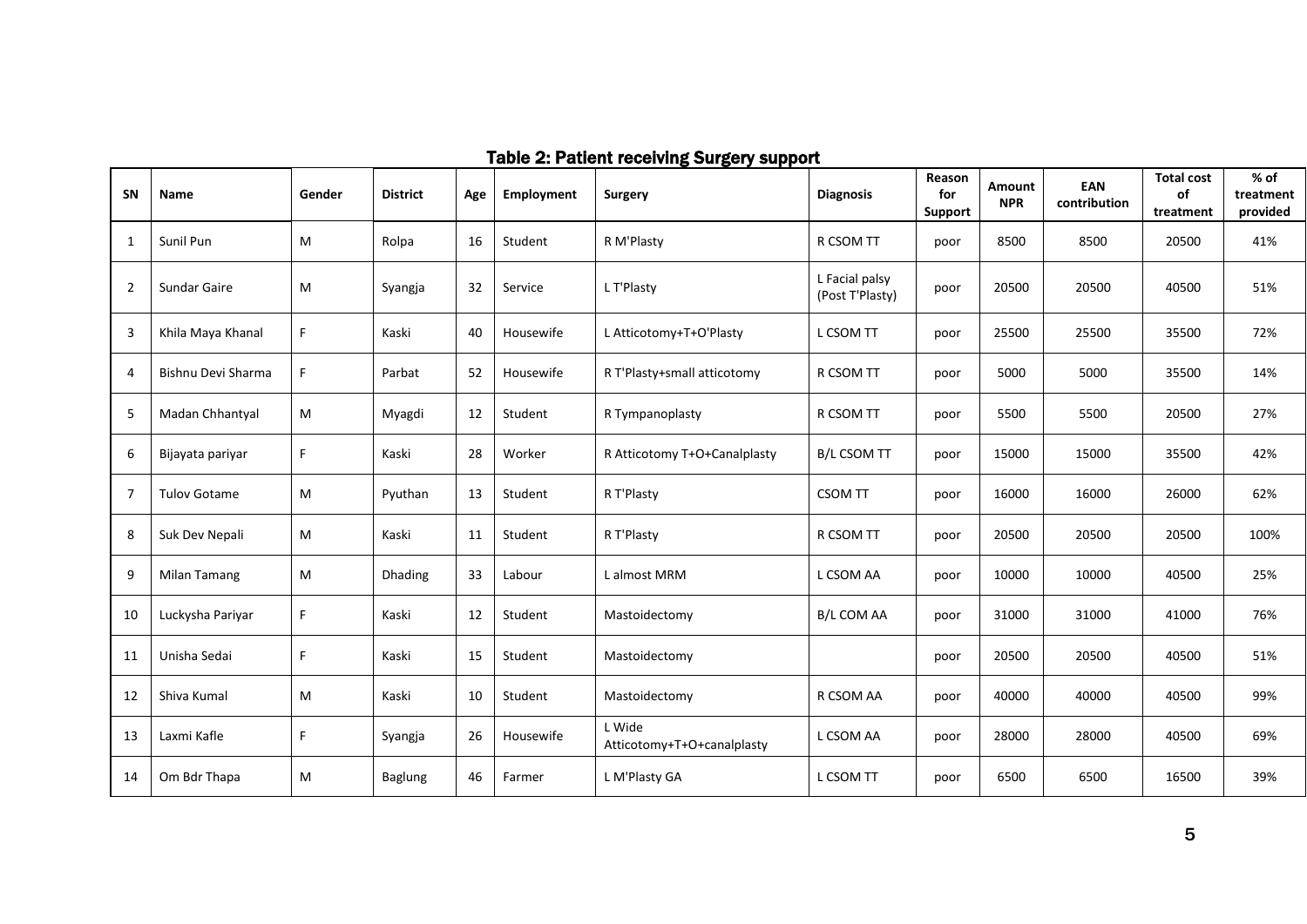**Table 2: Patient receiving Surgery support**

| SN | Name | Gender | District | Age | Employment | Surgery | Diagnosis | Reason for Support | Amount NPR | EAN contribution | Total cost of treatment | % of treatment provided |
|---|---|---|---|---|---|---|---|---|---|---|---|---|
| 1 | Sunil Pun | M | Rolpa | 16 | Student | R M'Plasty | R CSOM TT | poor | 8500 | 8500 | 20500 | 41% |
| 2 | Sundar Gaire | M | Syangja | 32 | Service | L T'Plasty | L Facial palsy (Post T'Plasty) | poor | 20500 | 20500 | 40500 | 51% |
| 3 | Khila Maya Khanal | F | Kaski | 40 | Housewife | L Atticotomy+T+O'Plasty | L CSOM TT | poor | 25500 | 25500 | 35500 | 72% |
| 4 | Bishnu Devi Sharma | F | Parbat | 52 | Housewife | R T'Plasty+small atticotomy | R CSOM TT | poor | 5000 | 5000 | 35500 | 14% |
| 5 | Madan Chhantyal | M | Myagdi | 12 | Student | R Tympanoplasty | R CSOM TT | poor | 5500 | 5500 | 20500 | 27% |
| 6 | Bijayata pariyar | F | Kaski | 28 | Worker | R Atticotomy T+O+Canalplasty | B/L CSOM TT | poor | 15000 | 15000 | 35500 | 42% |
| 7 | Tulov Gotame | M | Pyuthan | 13 | Student | R T'Plasty | CSOM TT | poor | 16000 | 16000 | 26000 | 62% |
| 8 | Suk Dev Nepali | M | Kaski | 11 | Student | R T'Plasty | R CSOM TT | poor | 20500 | 20500 | 20500 | 100% |
| 9 | Milan Tamang | M | Dhading | 33 | Labour | L almost MRM | L CSOM AA | poor | 10000 | 10000 | 40500 | 25% |
| 10 | Luckysha Pariyar | F | Kaski | 12 | Student | Mastoidectomy | B/L COM AA | poor | 31000 | 31000 | 41000 | 76% |
| 11 | Unisha Sedai | F | Kaski | 15 | Student | Mastoidectomy | | poor | 20500 | 20500 | 40500 | 51% |
| 12 | Shiva Kumal | M | Kaski | 10 | Student | Mastoidectomy | R CSOM AA | poor | 40000 | 40000 | 40500 | 99% |
| 13 | Laxmi Kafle | F | Syangja | 26 | Housewife | L Wide Atticotomy+T+O+canalplasty | L CSOM AA | poor | 28000 | 28000 | 40500 | 69% |
| 14 | Om Bdr Thapa | M | Baglung | 46 | Farmer | L M'Plasty GA | L CSOM TT | poor | 6500 | 6500 | 16500 | 39% |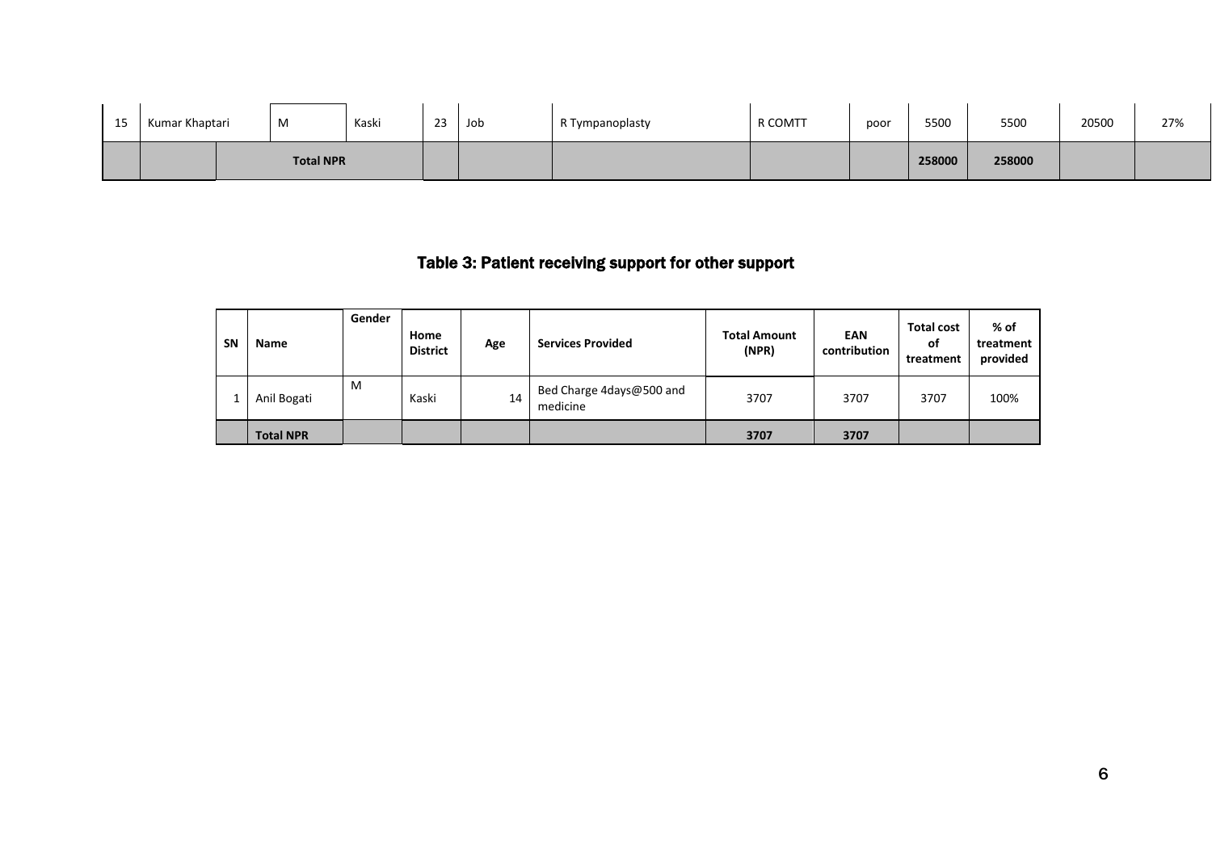| 15 | Kumar Khaptari | M | Kaski | 23 | Job | R Tympanoplasty | R COMTT | poor | 5500 | 5500 | 20500 | 27% |
|---|---|---|---|---|---|---|---|---|---|---|---|---|
| | | Total NPR | | | | | | | 258000 | 258000 | | |

## Table 3: Patient receiving support for other support

| SN | Name | Gender | Home District | Age | Services Provided | Total Amount (NPR) | EAN contribution | Total cost of treatment | % of treatment provided |
|---|---|---|---|---|---|---|---|---|---|
| 1 | Anil Bogati | M | Kaski | 14 | Bed Charge 4days@500 and medicine | 3707 | 3707 | 3707 | 100% |
| | Total NPR | | | | | 3707 | 3707 | | |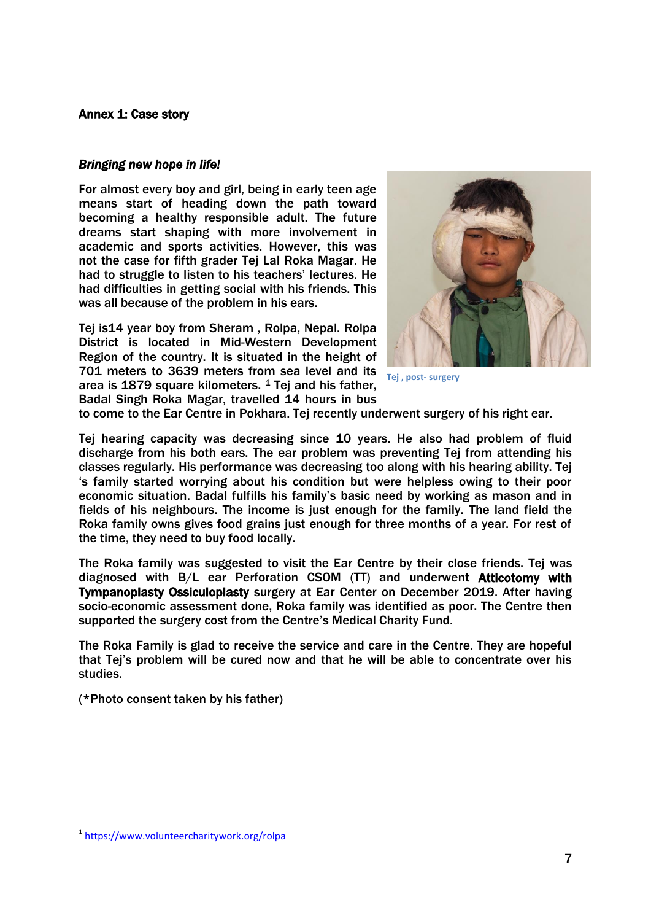**Annex 1: Case story**

***Bringing new hope in life!***

For almost every boy and girl, being in early teen age means start of heading down the path toward becoming a healthy responsible adult. The future dreams start shaping with more involvement in academic and sports activities. However, this was not the case for fifth grader Tej Lal Roka Magar. He had to struggle to listen to his teachers' lectures. He had difficulties in getting social with his friends. This was all because of the problem in his ears.

Tej is14 year boy from Sheram , Rolpa, Nepal. Rolpa District is located in Mid-Western Development Region of the country. It is situated in the height of 701 meters to 3639 meters from sea level and its area is 1879 square kilometers. [1] Tej and his father, Badal Singh Roka Magar, travelled 14 hours in bus to come to the Ear Centre in Pokhara. Tej recently underwent surgery of his right ear.

Tej , post- surgery

Tej hearing capacity was decreasing since 10 years. He also had problem of fluid discharge from his both ears. The ear problem was preventing Tej from attending his classes regularly. His performance was decreasing too along with his hearing ability. Tej 's family started worrying about his condition but were helpless owing to their poor economic situation. Badal fulfills his family's basic need by working as mason and in fields of his neighbours. The income is just enough for the family. The land field the Roka family owns gives food grains just enough for three months of a year. For rest of the time, they need to buy food locally.

The Roka family was suggested to visit the Ear Centre by their close friends. Tej was diagnosed with B/L ear Perforation CSOM (TT) and underwent **Atticotomy with Tympanoplasty Ossiculoplasty** surgery at Ear Center on December 2019. After having socio-economic assessment done, Roka family was identified as poor. The Centre then supported the surgery cost from the Centre's Medical Charity Fund.

The Roka Family is glad to receive the service and care in the Centre. They are hopeful that Tej's problem will be cured now and that he will be able to concentrate over his studies.

(*Photo consent taken by his father)

[1] https://www.volunteercharitywork.org/rolpa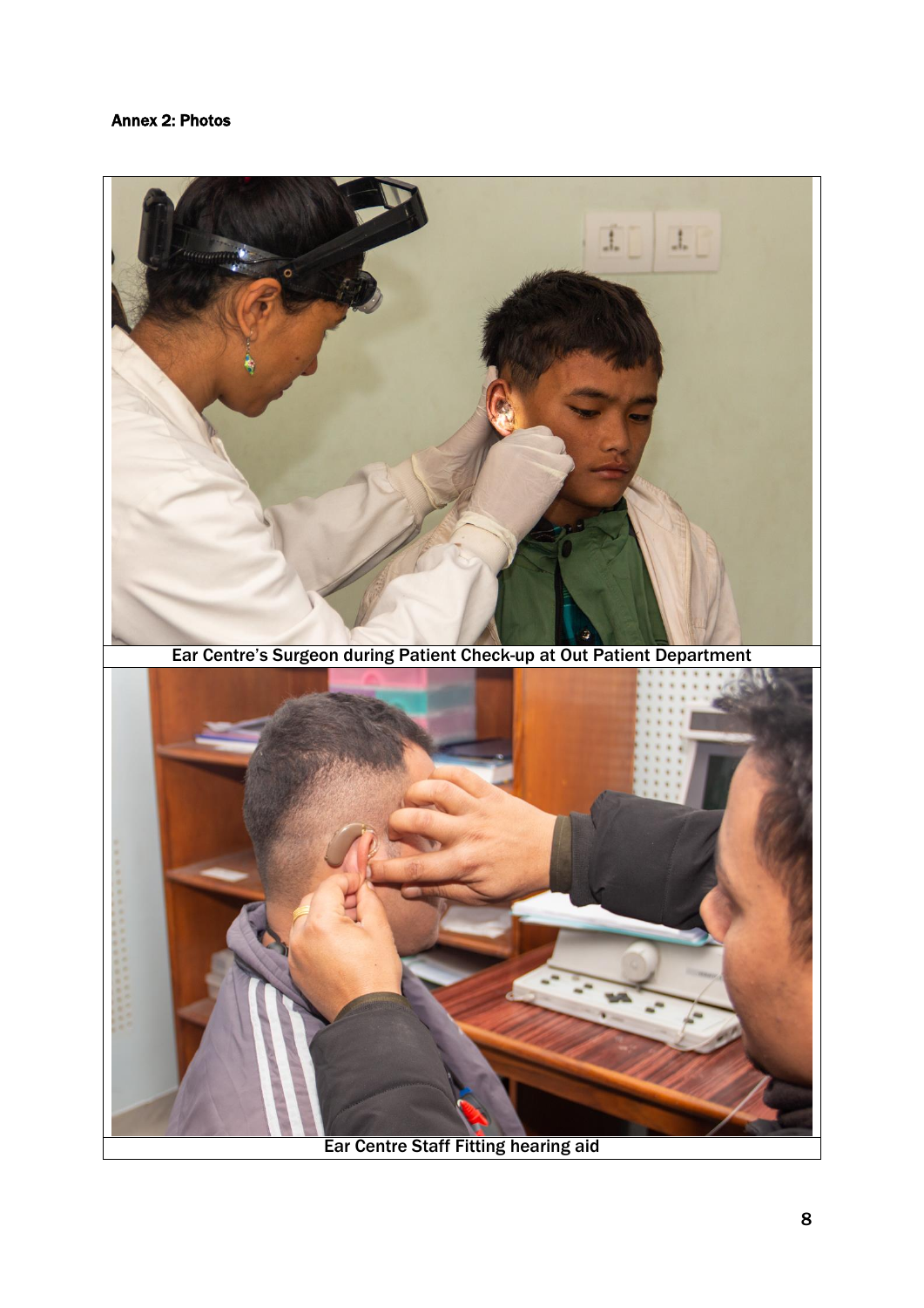**Annex 2: Photos**

Ear Centre's Surgeon during Patient Check-up at Out Patient Department

Ear Centre Staff Fitting hearing aid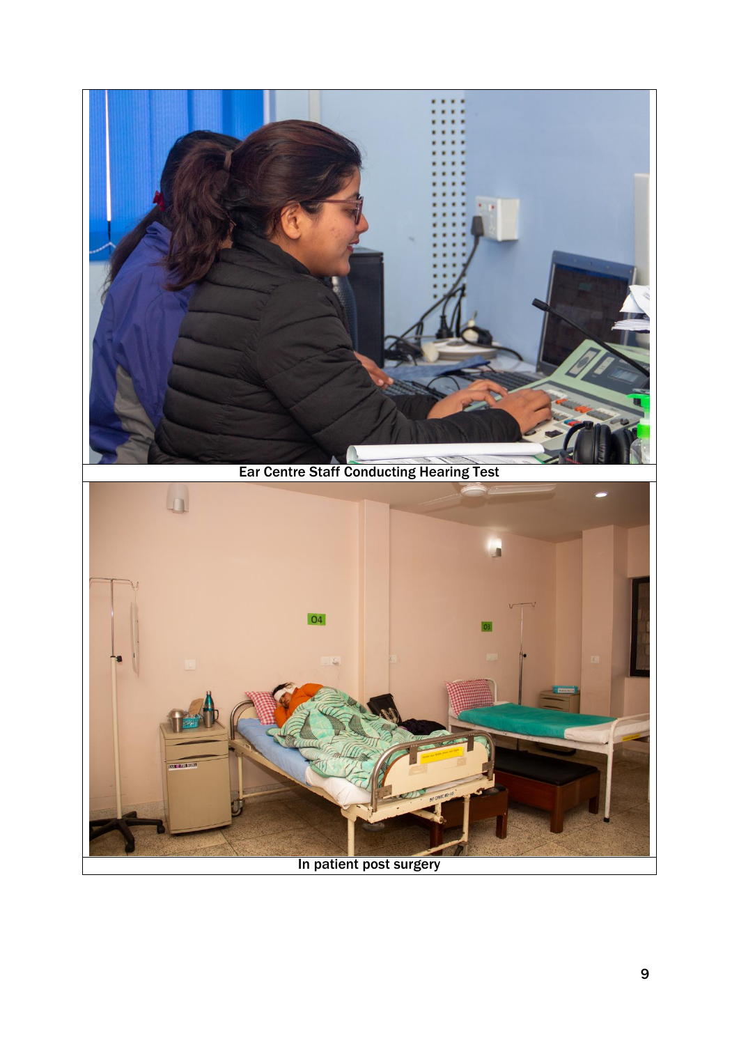Ear Centre Staff Conducting Hearing Test

In patient post surgery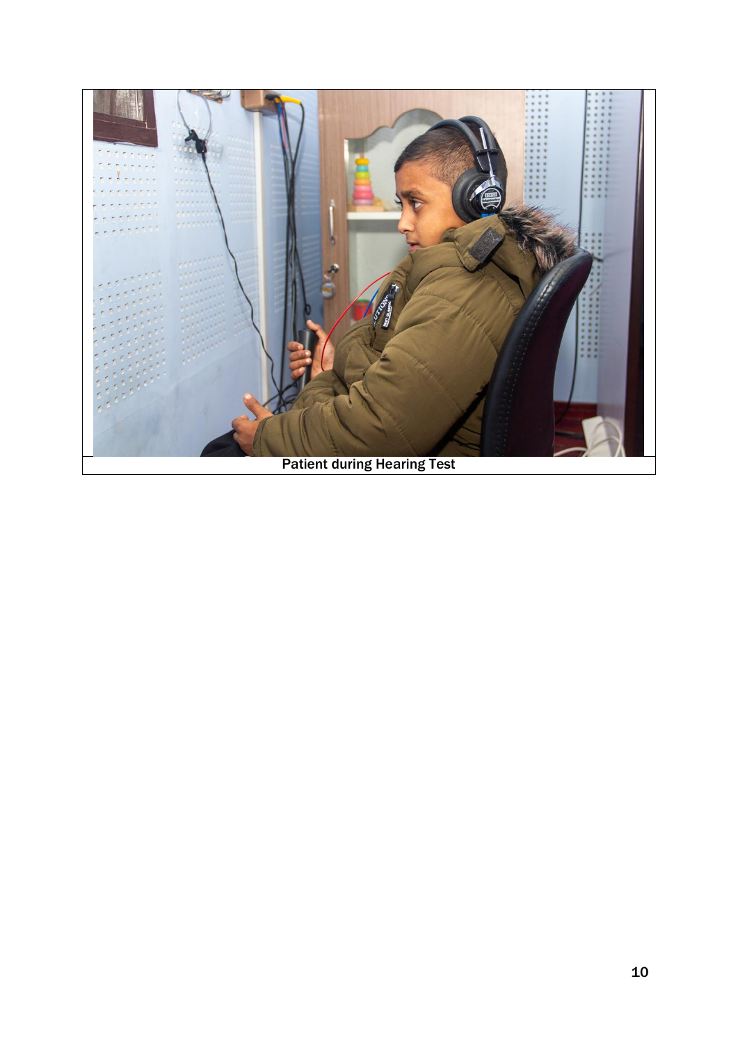Patient during Hearing Test